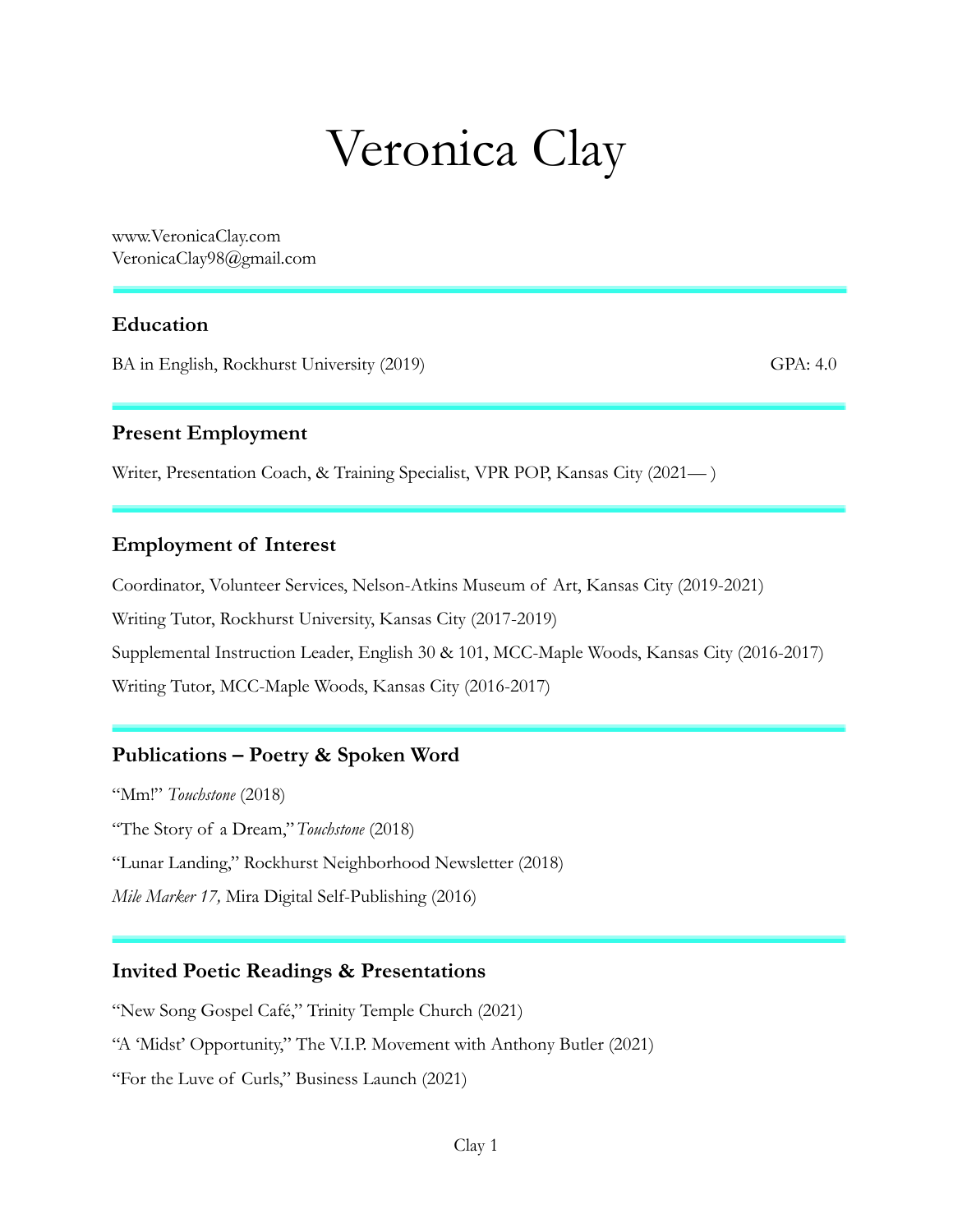# Veronica Clay

www.VeronicaClay.com
VeronicaClay98@gmail.com

---

## Education

BA in English, Rockhurst University (2019) GPA: 4.0

---

## Present Employment

Writer, Presentation Coach, & Training Specialist, VPR POP, Kansas City (2021— )

---

## Employment of Interest

Coordinator, Volunteer Services, Nelson-Atkins Museum of Art, Kansas City (2019-2021)

Writing Tutor, Rockhurst University, Kansas City (2017-2019)

Supplemental Instruction Leader, English 30 & 101, MCC-Maple Woods, Kansas City (2016-2017)

Writing Tutor, MCC-Maple Woods, Kansas City (2016-2017)

---

## Publications – Poetry & Spoken Word

"Mm!" *Touchstone* (2018)

"The Story of a Dream," *Touchstone* (2018)

"Lunar Landing," Rockhurst Neighborhood Newsletter (2018)

*Mile Marker 17,* Mira Digital Self-Publishing (2016)

---

## Invited Poetic Readings & Presentations

"New Song Gospel Café," Trinity Temple Church (2021)

"A 'Midst' Opportunity," The V.I.P. Movement with Anthony Butler (2021)

"For the Luve of Curls," Business Launch (2021)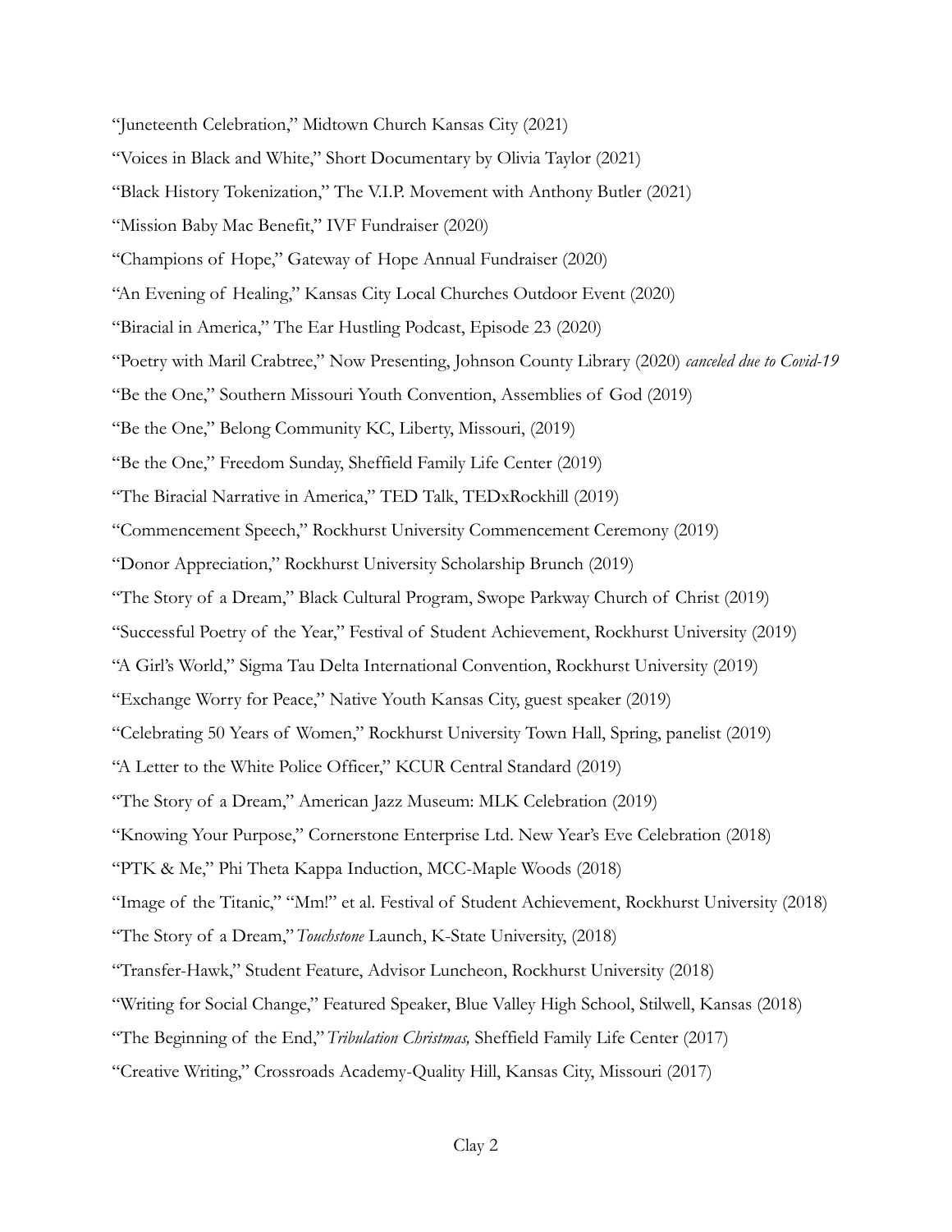"Juneteenth Celebration," Midtown Church Kansas City (2021)

"Voices in Black and White," Short Documentary by Olivia Taylor (2021)

"Black History Tokenization," The V.I.P. Movement with Anthony Butler (2021)

"Mission Baby Mac Benefit," IVF Fundraiser (2020)

"Champions of Hope," Gateway of Hope Annual Fundraiser (2020)

"An Evening of Healing," Kansas City Local Churches Outdoor Event (2020)

"Biracial in America," The Ear Hustling Podcast, Episode 23 (2020)

"Poetry with Maril Crabtree," Now Presenting, Johnson County Library (2020) *canceled due to Covid-19*

"Be the One," Southern Missouri Youth Convention, Assemblies of God (2019)

"Be the One," Belong Community KC, Liberty, Missouri, (2019)

"Be the One," Freedom Sunday, Sheffield Family Life Center (2019)

"The Biracial Narrative in America," TED Talk, TEDxRockhill (2019)

"Commencement Speech," Rockhurst University Commencement Ceremony (2019)

"Donor Appreciation," Rockhurst University Scholarship Brunch (2019)

"The Story of a Dream," Black Cultural Program, Swope Parkway Church of Christ (2019)

"Successful Poetry of the Year," Festival of Student Achievement, Rockhurst University (2019)

"A Girl's World," Sigma Tau Delta International Convention, Rockhurst University (2019)

"Exchange Worry for Peace," Native Youth Kansas City, guest speaker (2019)

"Celebrating 50 Years of Women," Rockhurst University Town Hall, Spring, panelist (2019)

"A Letter to the White Police Officer," KCUR Central Standard (2019)

"The Story of a Dream," American Jazz Museum: MLK Celebration (2019)

"Knowing Your Purpose," Cornerstone Enterprise Ltd. New Year's Eve Celebration (2018)

"PTK & Me," Phi Theta Kappa Induction, MCC-Maple Woods (2018)

"Image of the Titanic," "Mm!" et al. Festival of Student Achievement, Rockhurst University (2018)

"The Story of a Dream," *Touchstone* Launch, K-State University, (2018)

"Transfer-Hawk," Student Feature, Advisor Luncheon, Rockhurst University (2018)

"Writing for Social Change," Featured Speaker, Blue Valley High School, Stilwell, Kansas (2018)

"The Beginning of the End," *Tribulation Christmas,* Sheffield Family Life Center (2017)

"Creative Writing," Crossroads Academy-Quality Hill, Kansas City, Missouri (2017)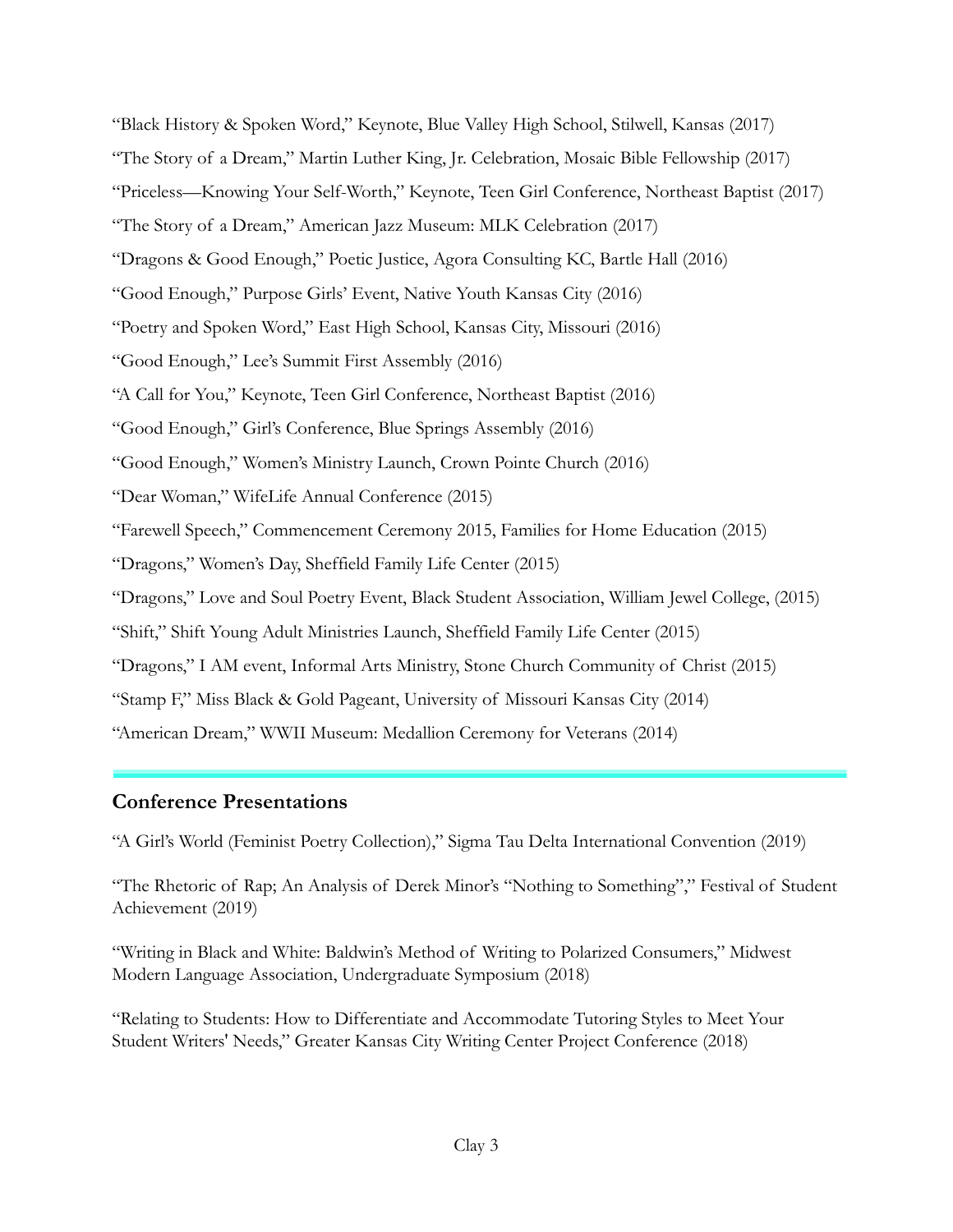“Black History & Spoken Word,” Keynote, Blue Valley High School, Stilwell, Kansas (2017)

“The Story of a Dream,” Martin Luther King, Jr. Celebration, Mosaic Bible Fellowship (2017)

“Priceless—Knowing Your Self-Worth,” Keynote, Teen Girl Conference, Northeast Baptist (2017)

“The Story of a Dream,” American Jazz Museum: MLK Celebration (2017)

“Dragons & Good Enough,” Poetic Justice, Agora Consulting KC, Bartle Hall (2016)

“Good Enough,” Purpose Girls’ Event, Native Youth Kansas City (2016)

“Poetry and Spoken Word,” East High School, Kansas City, Missouri (2016)

“Good Enough,” Lee’s Summit First Assembly (2016)

“A Call for You,” Keynote, Teen Girl Conference, Northeast Baptist (2016)

“Good Enough,” Girl’s Conference, Blue Springs Assembly (2016)

“Good Enough,” Women’s Ministry Launch, Crown Pointe Church (2016)

“Dear Woman,” WifeLife Annual Conference (2015)

“Farewell Speech,” Commencement Ceremony 2015, Families for Home Education (2015)

“Dragons,” Women’s Day, Sheffield Family Life Center (2015)

“Dragons,” Love and Soul Poetry Event, Black Student Association, William Jewel College, (2015)

“Shift,” Shift Young Adult Ministries Launch, Sheffield Family Life Center (2015)

“Dragons,” I AM event, Informal Arts Ministry, Stone Church Community of Christ (2015)

“Stamp F,” Miss Black & Gold Pageant, University of Missouri Kansas City (2014)

“American Dream,” WWII Museum: Medallion Ceremony for Veterans (2014)

## Conference Presentations

“A Girl’s World (Feminist Poetry Collection),” Sigma Tau Delta International Convention (2019)

“The Rhetoric of Rap; An Analysis of Derek Minor’s “Nothing to Something”,” Festival of Student Achievement (2019)

“Writing in Black and White: Baldwin’s Method of Writing to Polarized Consumers,” Midwest Modern Language Association, Undergraduate Symposium (2018)

“Relating to Students: How to Differentiate and Accommodate Tutoring Styles to Meet Your Student Writers' Needs,” Greater Kansas City Writing Center Project Conference (2018)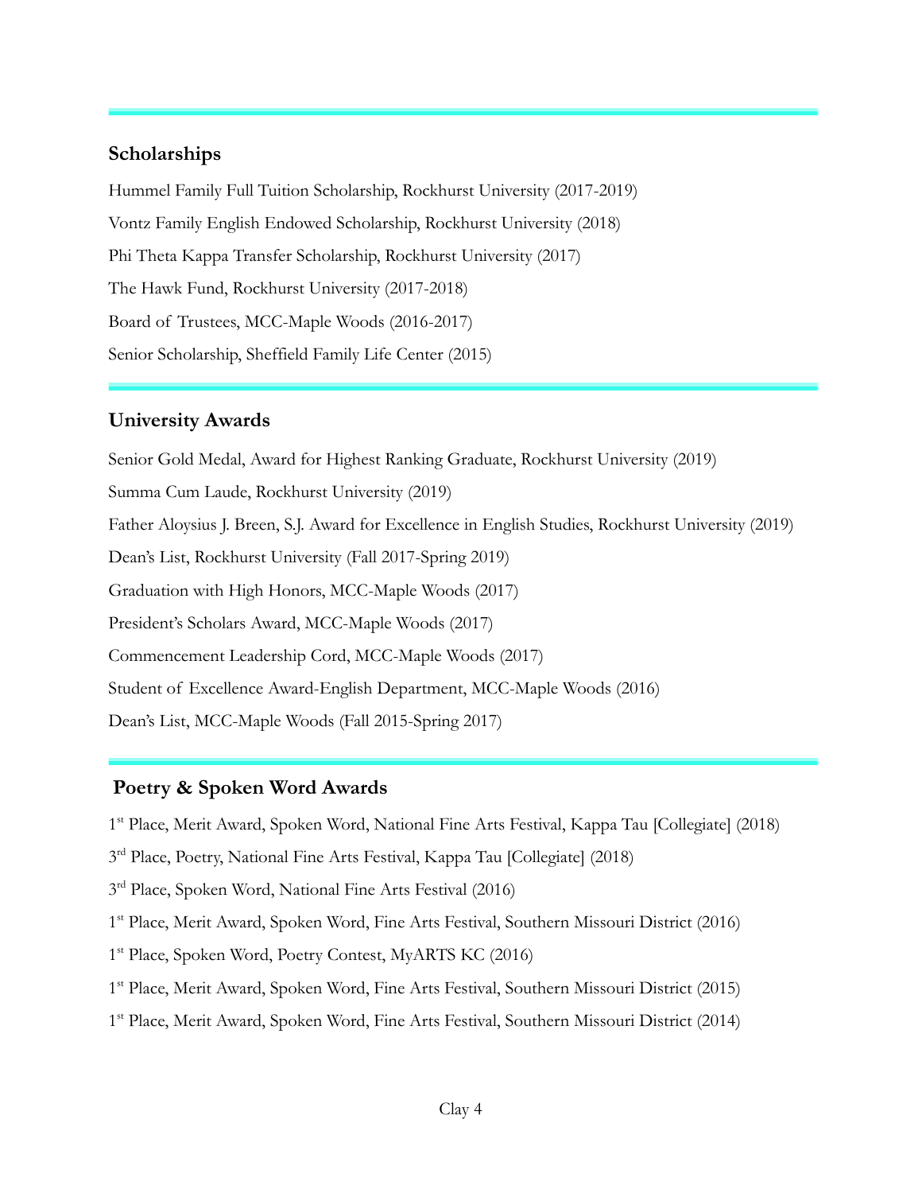## Scholarships

Hummel Family Full Tuition Scholarship, Rockhurst University (2017-2019)

Vontz Family English Endowed Scholarship, Rockhurst University (2018)

Phi Theta Kappa Transfer Scholarship, Rockhurst University (2017)

The Hawk Fund, Rockhurst University (2017-2018)

Board of Trustees, MCC-Maple Woods (2016-2017)

Senior Scholarship, Sheffield Family Life Center (2015)

## University Awards

Senior Gold Medal, Award for Highest Ranking Graduate, Rockhurst University (2019)

Summa Cum Laude, Rockhurst University (2019)

Father Aloysius J. Breen, S.J. Award for Excellence in English Studies, Rockhurst University (2019)

Dean's List, Rockhurst University (Fall 2017-Spring 2019)

Graduation with High Honors, MCC-Maple Woods (2017)

President's Scholars Award, MCC-Maple Woods (2017)

Commencement Leadership Cord, MCC-Maple Woods (2017)

Student of Excellence Award-English Department, MCC-Maple Woods (2016)

Dean's List, MCC-Maple Woods (Fall 2015-Spring 2017)

## Poetry & Spoken Word Awards

1st Place, Merit Award, Spoken Word, National Fine Arts Festival, Kappa Tau [Collegiate] (2018)

3rd Place, Poetry, National Fine Arts Festival, Kappa Tau [Collegiate] (2018)

3rd Place, Spoken Word, National Fine Arts Festival (2016)

1st Place, Merit Award, Spoken Word, Fine Arts Festival, Southern Missouri District (2016)

1st Place, Spoken Word, Poetry Contest, MyARTS KC (2016)

1st Place, Merit Award, Spoken Word, Fine Arts Festival, Southern Missouri District (2015)

1st Place, Merit Award, Spoken Word, Fine Arts Festival, Southern Missouri District (2014)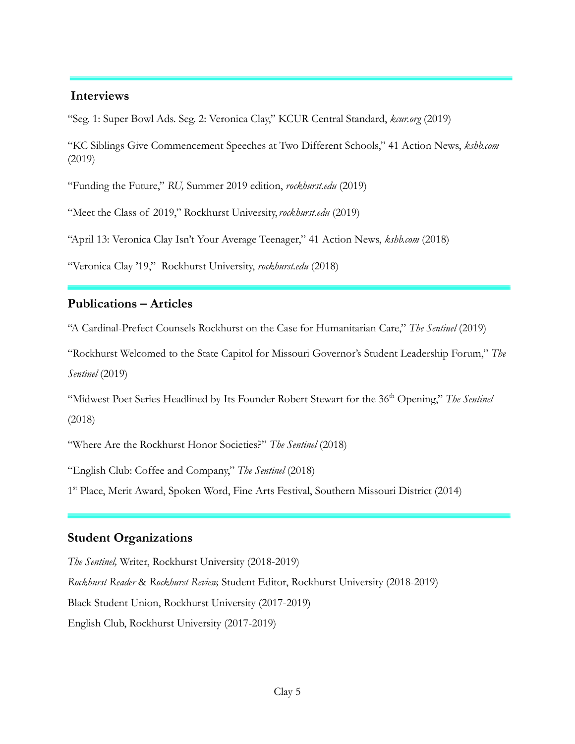## Interviews

"Seg. 1: Super Bowl Ads. Seg. 2: Veronica Clay," KCUR Central Standard, *kcur.org* (2019)

"KC Siblings Give Commencement Speeches at Two Different Schools," 41 Action News, *kshb.com* (2019)

"Funding the Future," *RU,* Summer 2019 edition, *rockhurst.edu* (2019)

"Meet the Class of 2019," Rockhurst University, *rockhurst.edu* (2019)

"April 13: Veronica Clay Isn't Your Average Teenager," 41 Action News, *kshb.com* (2018)

"Veronica Clay '19," Rockhurst University, *rockhurst.edu* (2018)

## Publications – Articles

"A Cardinal-Prefect Counsels Rockhurst on the Case for Humanitarian Care," *The Sentinel* (2019)

"Rockhurst Welcomed to the State Capitol for Missouri Governor's Student Leadership Forum," *The Sentinel* (2019)

"Midwest Poet Series Headlined by Its Founder Robert Stewart for the 36th Opening," *The Sentinel* (2018)

"Where Are the Rockhurst Honor Societies?" *The Sentinel* (2018)

"English Club: Coffee and Company," *The Sentinel* (2018)

1st Place, Merit Award, Spoken Word, Fine Arts Festival, Southern Missouri District (2014)

## Student Organizations

*The Sentinel,* Writer, Rockhurst University (2018-2019)

*Rockhurst Reader* & *Rockhurst Review,* Student Editor, Rockhurst University (2018-2019)

Black Student Union, Rockhurst University (2017-2019)

English Club, Rockhurst University (2017-2019)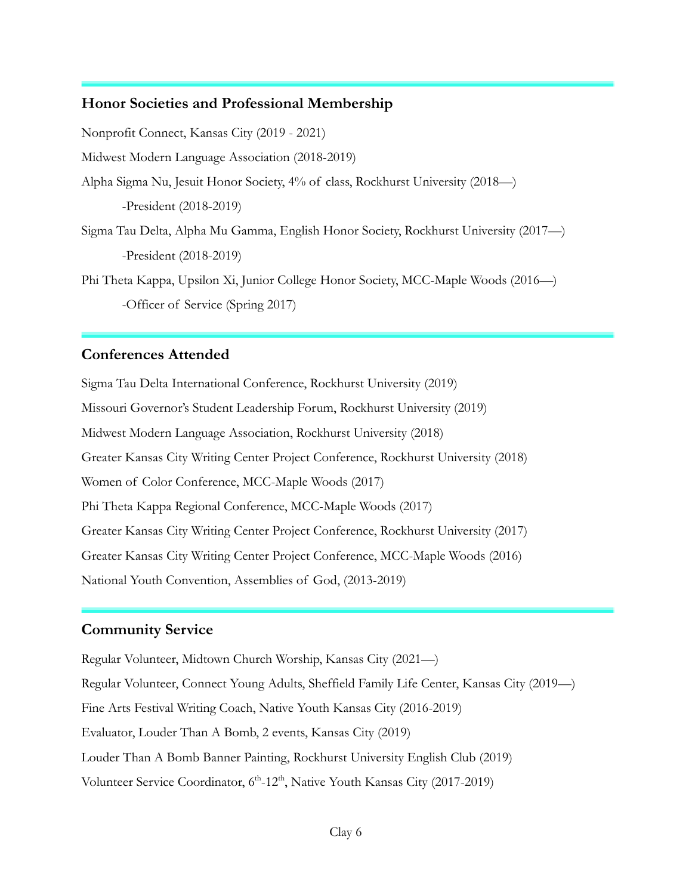## Honor Societies and Professional Membership

Nonprofit Connect, Kansas City (2019 - 2021)

Midwest Modern Language Association (2018-2019)

Alpha Sigma Nu, Jesuit Honor Society, 4% of class, Rockhurst University (2018—)

-President (2018-2019)

Sigma Tau Delta, Alpha Mu Gamma, English Honor Society, Rockhurst University (2017—)

-President (2018-2019)

Phi Theta Kappa, Upsilon Xi, Junior College Honor Society, MCC-Maple Woods (2016—)

-Officer of Service (Spring 2017)

## Conferences Attended

Sigma Tau Delta International Conference, Rockhurst University (2019)

Missouri Governor's Student Leadership Forum, Rockhurst University (2019)

Midwest Modern Language Association, Rockhurst University (2018)

Greater Kansas City Writing Center Project Conference, Rockhurst University (2018)

Women of Color Conference, MCC-Maple Woods (2017)

Phi Theta Kappa Regional Conference, MCC-Maple Woods (2017)

Greater Kansas City Writing Center Project Conference, Rockhurst University (2017)

Greater Kansas City Writing Center Project Conference, MCC-Maple Woods (2016)

National Youth Convention, Assemblies of God, (2013-2019)

## Community Service

Regular Volunteer, Midtown Church Worship, Kansas City (2021—)

Regular Volunteer, Connect Young Adults, Sheffield Family Life Center, Kansas City (2019—)

Fine Arts Festival Writing Coach, Native Youth Kansas City (2016-2019)

Evaluator, Louder Than A Bomb, 2 events, Kansas City (2019)

Louder Than A Bomb Banner Painting, Rockhurst University English Club (2019)

Volunteer Service Coordinator, 6th-12th, Native Youth Kansas City (2017-2019)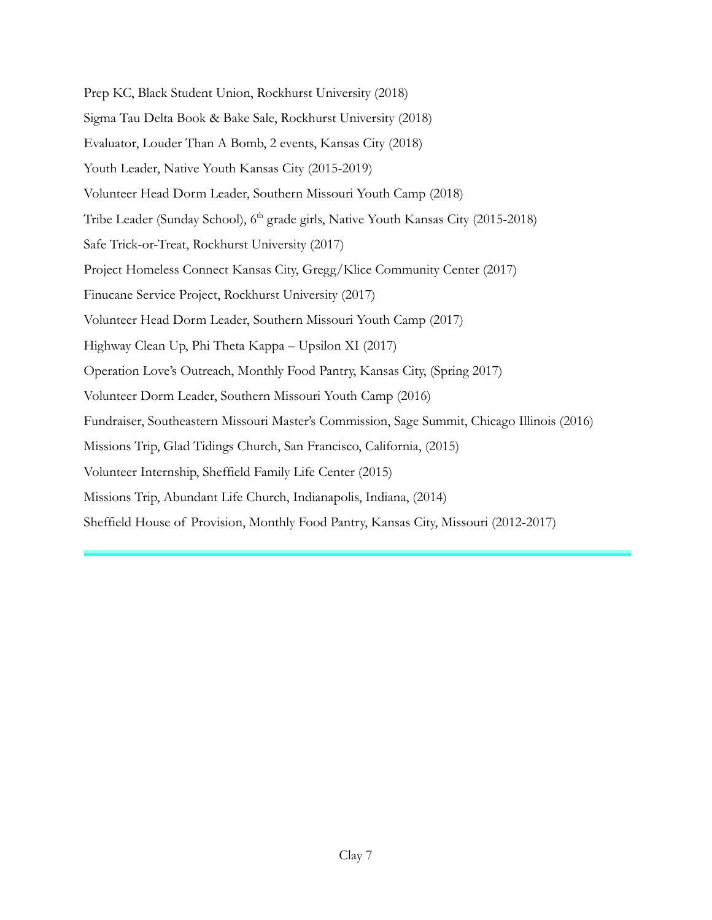Prep KC, Black Student Union, Rockhurst University (2018)

Sigma Tau Delta Book & Bake Sale, Rockhurst University (2018)

Evaluator, Louder Than A Bomb, 2 events, Kansas City (2018)

Youth Leader, Native Youth Kansas City (2015-2019)

Volunteer Head Dorm Leader, Southern Missouri Youth Camp (2018)

Tribe Leader (Sunday School), 6th grade girls, Native Youth Kansas City (2015-2018)

Safe Trick-or-Treat, Rockhurst University (2017)

Project Homeless Connect Kansas City, Gregg/Klice Community Center (2017)

Finucane Service Project, Rockhurst University (2017)

Volunteer Head Dorm Leader, Southern Missouri Youth Camp (2017)

Highway Clean Up, Phi Theta Kappa – Upsilon XI (2017)

Operation Love's Outreach, Monthly Food Pantry, Kansas City, (Spring 2017)

Volunteer Dorm Leader, Southern Missouri Youth Camp (2016)

Fundraiser, Southeastern Missouri Master's Commission, Sage Summit, Chicago Illinois (2016)

Missions Trip, Glad Tidings Church, San Francisco, California, (2015)

Volunteer Internship, Sheffield Family Life Center (2015)

Missions Trip, Abundant Life Church, Indianapolis, Indiana, (2014)

Sheffield House of Provision, Monthly Food Pantry, Kansas City, Missouri (2012-2017)